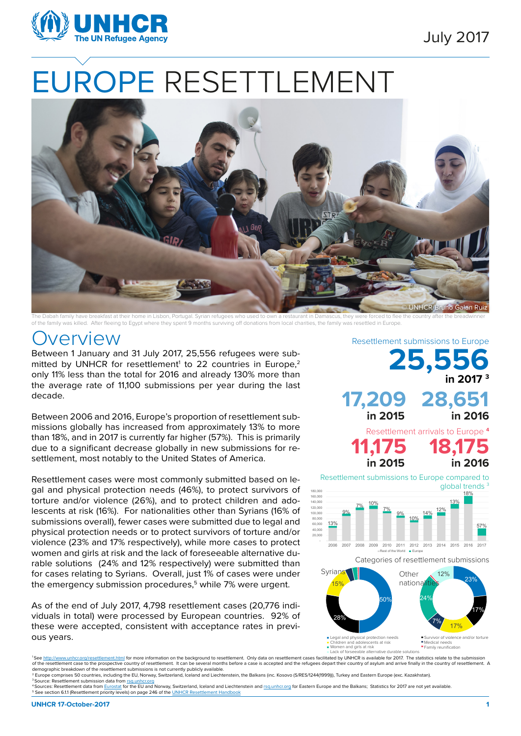July 2017

# EUROPE RESETTLEMENT

The Dabah family have breakfast at their home in Lisbon, Portugal. Syrian refugees who used to own a restaurant in Damascus, they were forced to flee the country after the breadwinner of the family was killed. After fleeing to Egypt where they spent 9 months surviving off donations from local charities, the family was resettled in Europe.

© UNHCR/Bruno Galan Ruiz

## Overview

Between 1 January and 31 July 2017, 25,556 refugees were submitted by UNHCR for resettlement[1] to 22 countries in Europe,[2] only 11% less than the total for 2016 and already 130% more than the average rate of 11,100 submissions per year during the last decade.

Between 2006 and 2016, Europe's proportion of resettlement submissions globally has increased from approximately 13% to more than 18%, and in 2017 is currently far higher (57%). This is primarily due to a significant decrease globally in new submissions for resettlement, most notably to the United States of America.

Resettlement cases were most commonly submitted based on legal and physical protection needs (46%), to protect survivors of torture and/or violence (26%), and to protect children and adolescents at risk (16%). For nationalities other than Syrians (16% of submissions overall), fewer cases were submitted due to legal and physical protection needs or to protect survivors of torture and/or violence (23% and 17% respectively), while more cases to protect women and girls at risk and the lack of foreseeable alternative durable solutions (24% and 12% respectively) were submitted than for cases relating to Syrians. Overall, just 1% of cases were under the emergency submission procedures,[5] while 7% were urgent.

As of the end of July 2017, 4,798 resettlement cases (20,776 individuals in total) were processed by European countries. 92% of these were accepted, consistent with acceptance rates in previous years.

**Resettlement submissions to Europe**

**25,556** in 2017 [3]

**17,209** in 2015 | **28,651** in 2016

**Resettlement arrivals to Europe** [4]

**11,175** in 2015 | **18,175** in 2016

**Resettlement submissions to Europe compared to global trends** [3]

| Year | 2006 | 2007 | 2008 | 2009 | 2010 | 2011 | 2012 | 2013 | 2014 | 2015 | 2016 | 2017 |
|---|---|---|---|---|---|---|---|---|---|---|---|---|
| Europe share | 13% | 9% | 7% | 10% | 7% | 9% | 10% | 14% | 12% | 13% | 18% | 57% |

Rest of the World ■ Europe

**Categories of resettlement submissions**

| Category | Syrians | Other nationalities |
|---|---|---|
| Legal and physical protection needs | 50% | 23% |
| Survivor of violence and/or torture | 28% | 17% |
| Children and adolescents at risk | 15% | 17% |
| Women and girls at risk | | 24% |
| Lack of forseeable alternative durable solutions | | 12% |
| Medical needs | | 7% |
| Family reunification | | |

---

[1] See http://www.unhcr.org/resettlement.html for more information on the background to resettlement. Only data on resettlement cases facilitated by UNHCR is available for 2017. The statistics relate to the submission of the resettlement case to the prospective country of resettlement. It can be several months before a case is accepted and the refugees depart their country of asylum and arrive finally in the country of resettlement. A demographic breakdown of the resettlement submissions is not currently publicly available.

[2] Europe comprises 50 countries, including the EU, Norway, Switzerland, Iceland and Liechtenstein, the Balkans (inc. Kosovo (S/RES/1244(1999))), Turkey and Eastern Europe (exc. Kazakhstan).

[3] Source: Resettlement submission data from rsq.unhcr.org

[4] Sources: Resettlement data from Eurostat for the EU and Norway, Switzerland, Iceland and Liechtenstein and rsq.unhcr.org for Eastern Europe and the Balkans; Statistics for 2017 are not yet available.

[5] See section 6.1.1 (Resettlement priority levels) on page 246 of the UNHCR Resettlement Handbook

UNHCR 17-October-2017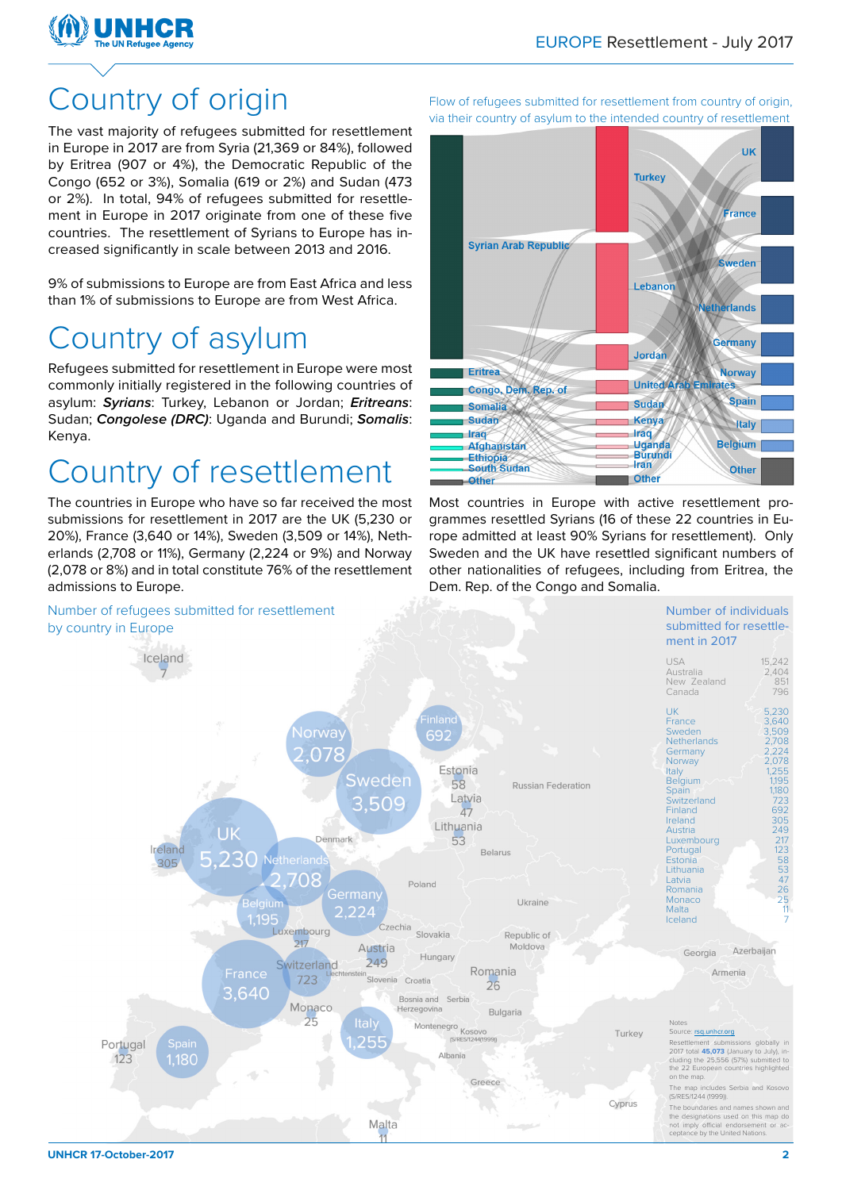# Country of origin

The vast majority of refugees submitted for resettlement in Europe in 2017 are from Syria (21,369 or 84%), followed by Eritrea (907 or 4%), the Democratic Republic of the Congo (652 or 3%), Somalia (619 or 2%) and Sudan (473 or 2%). In total, 94% of refugees submitted for resettlement in Europe in 2017 originate from one of these five countries. The resettlement of Syrians to Europe has increased significantly in scale between 2013 and 2016.

9% of submissions to Europe are from East Africa and less than 1% of submissions to Europe are from West Africa.

# Country of asylum

Refugees submitted for resettlement in Europe were most commonly initially registered in the following countries of asylum: ***Syrians***: Turkey, Lebanon or Jordan; ***Eritreans***: Sudan; ***Congolese (DRC)***: Uganda and Burundi; ***Somalis***: Kenya.

# Country of resettlement

The countries in Europe who have so far received the most submissions for resettlement in 2017 are the UK (5,230 or 20%), France (3,640 or 14%), Sweden (3,509 or 14%), Netherlands (2,708 or 11%), Germany (2,224 or 9%) and Norway (2,078 or 8%) and in total constitute 76% of the resettlement admissions to Europe.

Flow of refugees submitted for resettlement from country of origin, via their country of asylum to the intended country of resettlement

Syrian Arab Republic
Eritrea
Congo, Dem. Rep. of
Somalia
Sudan
Iraq
Afghanistan
Ethiopia
South Sudan
Other

Turkey
Lebanon
Jordan
United Arab Emirates
Sudan
Kenya
Iraq
Uganda
Burundi
Iran
Other

UK
France
Sweden
Netherlands
Germany
Norway
Spain
Italy
Belgium
Other

Most countries in Europe with active resettlement programmes resettled Syrians (16 of these 22 countries in Europe admitted at least 90% Syrians for resettlement). Only Sweden and the UK have resettled significant numbers of other nationalities of refugees, including from Eritrea, the Dem. Rep. of the Congo and Somalia.

Number of refugees submitted for resettlement by country in Europe

Iceland 7
Norway 2,078
Finland 692
Sweden 3,509
Estonia 58
Latvia 47
Lithuania 53
Ireland 305
UK 5,230
Netherlands 2,708
Denmark
Belgium 1,195
Germany 2,224
Luxembourg 217
France 3,640
Switzerland 723
Liechtenstein
Austria 249
Monaco 25
Italy 1,255
Portugal 123
Spain 1,180
Romania 26
Malta 11
Russian Federation
Belarus
Poland
Ukraine
Czechia
Slovakia
Hungary
Republic of Moldova
Slovenia
Croatia
Bosnia and Herzegovina
Serbia
Montenegro
Kosovo (S/RES/1244(1999))
Albania
Bulgaria
Greece
Turkey
Cyprus
Georgia
Azerbaijan
Armenia

Number of individuals submitted for resettlement in 2017

| | |
|---|---|
| USA | 15,242 |
| Australia | 2,404 |
| New Zealand | 851 |
| Canada | 796 |
| UK | 5,230 |
| France | 3,640 |
| Sweden | 3,509 |
| Netherlands | 2,708 |
| Germany | 2,224 |
| Norway | 2,078 |
| Italy | 1,255 |
| Belgium | 1,195 |
| Spain | 1,180 |
| Switzerland | 723 |
| Finland | 692 |
| Ireland | 305 |
| Austria | 249 |
| Luxembourg | 217 |
| Portugal | 123 |
| Estonia | 58 |
| Lithuania | 53 |
| Latvia | 47 |
| Romania | 26 |
| Monaco | 25 |
| Malta | 11 |
| Iceland | 7 |

Notes
Source: rsq.unhcr.org

Resettlement submissions globally in 2017 total **45,073** (January to July), including the 25,556 (57%) submitted to the 22 European countries highlighted on the map.

The map includes Serbia and Kosovo (S/RES/1244 (1999)).

The boundaries and names shown and the designations used on this map do not imply official endorsement or acceptance by the United Nations.

**UNHCR 17-October-2017**